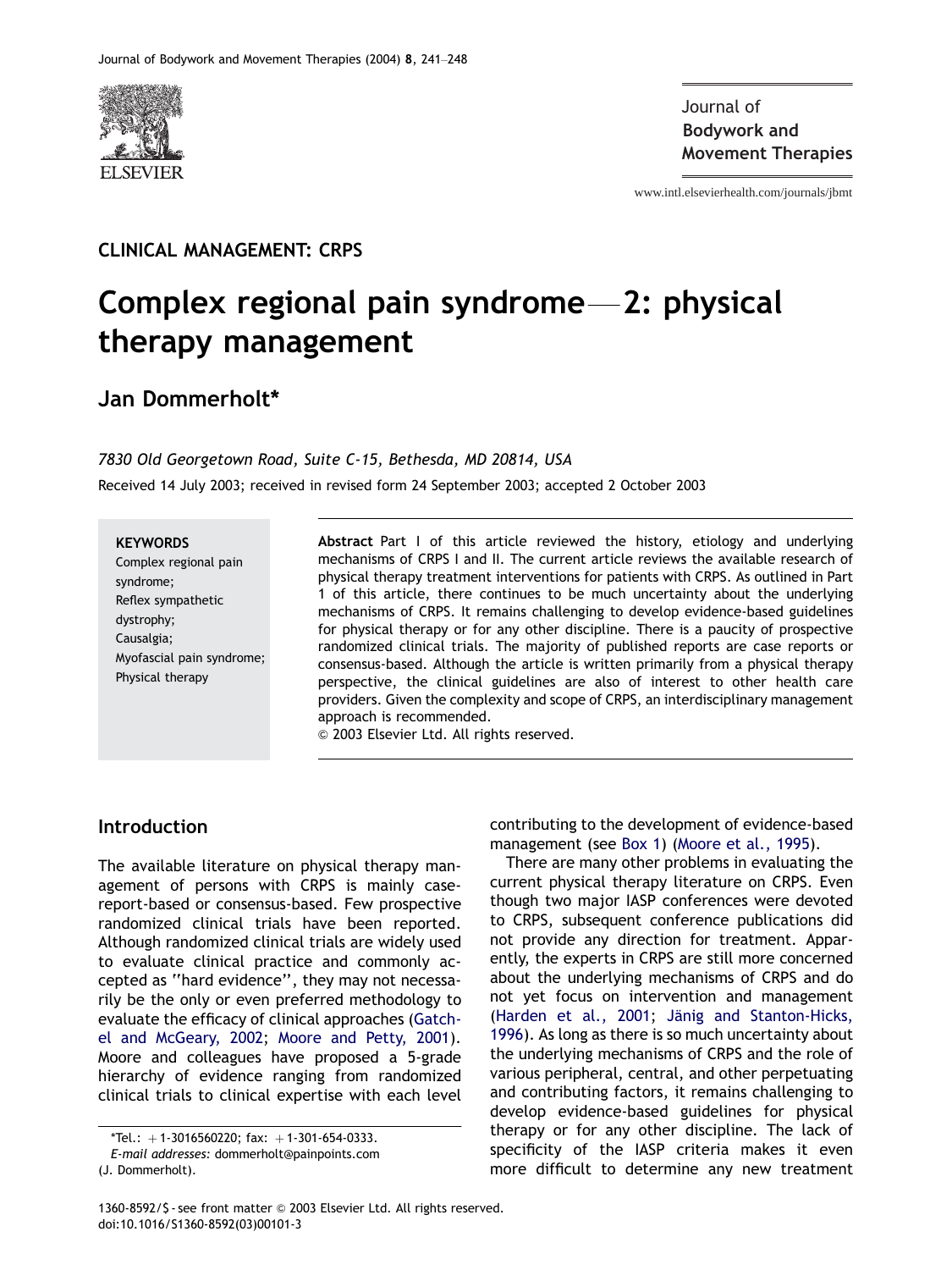CLINICAL MANAGEMENT: CRPS

# Complex regional pain syndrome—2: physical therapy management

## Jan Dommerholt*

*7830 Old Georgetown Road, Suite C-15, Bethesda, MD 20814, USA*

Received 14 July 2003; received in revised form 24 September 2003; accepted 2 October 2003

**KEYWORDS**
Complex regional pain syndrome;
Reflex sympathetic dystrophy;
Causalgia;
Myofascial pain syndrome;
Physical therapy

**Abstract** Part I of this article reviewed the history, etiology and underlying mechanisms of CRPS I and II. The current article reviews the available research of physical therapy treatment interventions for patients with CRPS. As outlined in Part 1 of this article, there continues to be much uncertainty about the underlying mechanisms of CRPS. It remains challenging to develop evidence-based guidelines for physical therapy or for any other discipline. There is a paucity of prospective randomized clinical trials. The majority of published reports are case reports or consensus-based. Although the article is written primarily from a physical therapy perspective, the clinical guidelines are also of interest to other health care providers. Given the complexity and scope of CRPS, an interdisciplinary management approach is recommended.
© 2003 Elsevier Ltd. All rights reserved.

## Introduction

The available literature on physical therapy management of persons with CRPS is mainly case-report-based or consensus-based. Few prospective randomized clinical trials have been reported. Although randomized clinical trials are widely used to evaluate clinical practice and commonly accepted as "hard evidence", they may not necessarily be the only or even preferred methodology to evaluate the efficacy of clinical approaches (Gatchel and McGeary, 2002; Moore and Petty, 2001). Moore and colleagues have proposed a 5-grade hierarchy of evidence ranging from randomized clinical trials to clinical expertise with each level contributing to the development of evidence-based management (see Box 1) (Moore et al., 1995).

There are many other problems in evaluating the current physical therapy literature on CRPS. Even though two major IASP conferences were devoted to CRPS, subsequent conference publications did not provide any direction for treatment. Apparently, the experts in CRPS are still more concerned about the underlying mechanisms of CRPS and do not yet focus on intervention and management (Harden et al., 2001; Jänig and Stanton-Hicks, 1996). As long as there is so much uncertainty about the underlying mechanisms of CRPS and the role of various peripheral, central, and other perpetuating and contributing factors, it remains challenging to develop evidence-based guidelines for physical therapy or for any other discipline. The lack of specificity of the IASP criteria makes it even more difficult to determine any new treatment

*Tel.: +1-3016560220; fax: +1-301-654-0333.
*E-mail addresses:* dommerholt@painpoints.com (J. Dommerholt).

1360-8592/$ - see front matter © 2003 Elsevier Ltd. All rights reserved.
doi:10.1016/S1360-8592(03)00101-3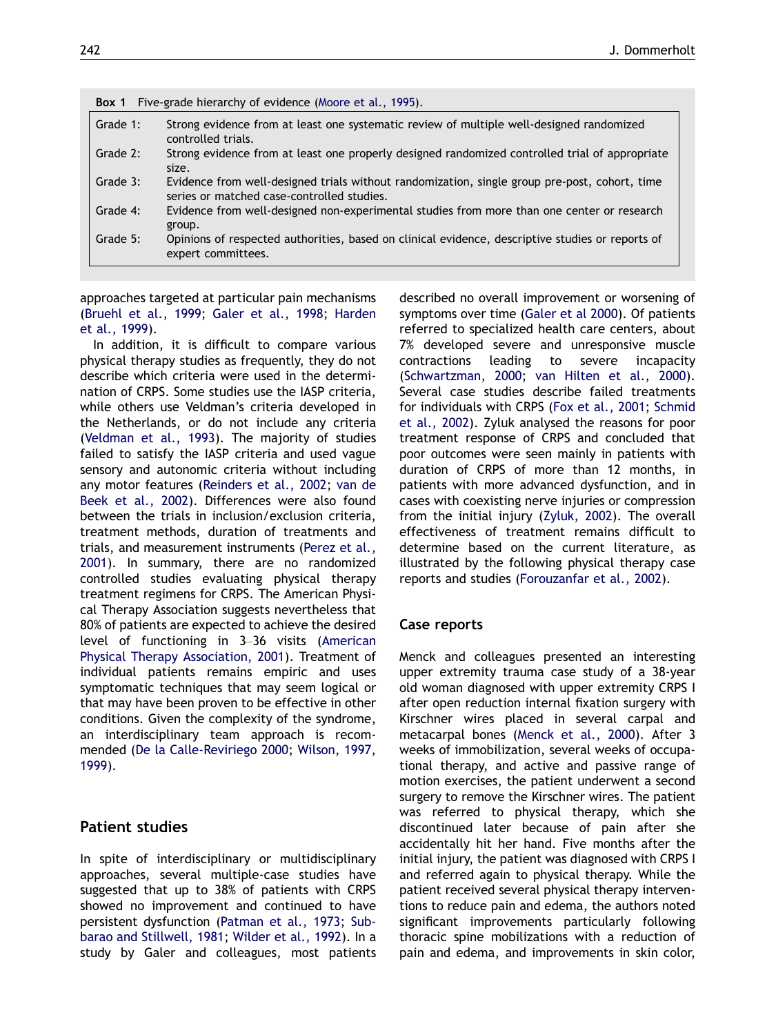**Box 1** Five-grade hierarchy of evidence (Moore et al., 1995).

| | |
|---|---|
| Grade 1: | Strong evidence from at least one systematic review of multiple well-designed randomized controlled trials. |
| Grade 2: | Strong evidence from at least one properly designed randomized controlled trial of appropriate size. |
| Grade 3: | Evidence from well-designed trials without randomization, single group pre-post, cohort, time series or matched case-controlled studies. |
| Grade 4: | Evidence from well-designed non-experimental studies from more than one center or research group. |
| Grade 5: | Opinions of respected authorities, based on clinical evidence, descriptive studies or reports of expert committees. |

approaches targeted at particular pain mechanisms (Bruehl et al., 1999; Galer et al., 1998; Harden et al., 1999).

In addition, it is difficult to compare various physical therapy studies as frequently, they do not describe which criteria were used in the determination of CRPS. Some studies use the IASP criteria, while others use Veldman's criteria developed in the Netherlands, or do not include any criteria (Veldman et al., 1993). The majority of studies failed to satisfy the IASP criteria and used vague sensory and autonomic criteria without including any motor features (Reinders et al., 2002; van de Beek et al., 2002). Differences were also found between the trials in inclusion/exclusion criteria, treatment methods, duration of treatments and trials, and measurement instruments (Perez et al., 2001). In summary, there are no randomized controlled studies evaluating physical therapy treatment regimens for CRPS. The American Physical Therapy Association suggests nevertheless that 80% of patients are expected to achieve the desired level of functioning in 3–36 visits (American Physical Therapy Association, 2001). Treatment of individual patients remains empiric and uses symptomatic techniques that may seem logical or that may have been proven to be effective in other conditions. Given the complexity of the syndrome, an interdisciplinary team approach is recommended (De la Calle-Reviriego 2000; Wilson, 1997, 1999).

## Patient studies

In spite of interdisciplinary or multidisciplinary approaches, several multiple-case studies have suggested that up to 38% of patients with CRPS showed no improvement and continued to have persistent dysfunction (Patman et al., 1973; Subbarao and Stillwell, 1981; Wilder et al., 1992). In a study by Galer and colleagues, most patients described no overall improvement or worsening of symptoms over time (Galer et al 2000). Of patients referred to specialized health care centers, about 7% developed severe and unresponsive muscle contractions leading to severe incapacity (Schwartzman, 2000; van Hilten et al., 2000). Several case studies describe failed treatments for individuals with CRPS (Fox et al., 2001; Schmid et al., 2002). Zyluk analysed the reasons for poor treatment response of CRPS and concluded that poor outcomes were seen mainly in patients with duration of CRPS of more than 12 months, in patients with more advanced dysfunction, and in cases with coexisting nerve injuries or compression from the initial injury (Zyluk, 2002). The overall effectiveness of treatment remains difficult to determine based on the current literature, as illustrated by the following physical therapy case reports and studies (Forouzanfar et al., 2002).

## Case reports

Menck and colleagues presented an interesting upper extremity trauma case study of a 38-year old woman diagnosed with upper extremity CRPS I after open reduction internal fixation surgery with Kirschner wires placed in several carpal and metacarpal bones (Menck et al., 2000). After 3 weeks of immobilization, several weeks of occupational therapy, and active and passive range of motion exercises, the patient underwent a second surgery to remove the Kirschner wires. The patient was referred to physical therapy, which she discontinued later because of pain after she accidentally hit her hand. Five months after the initial injury, the patient was diagnosed with CRPS I and referred again to physical therapy. While the patient received several physical therapy interventions to reduce pain and edema, the authors noted significant improvements particularly following thoracic spine mobilizations with a reduction of pain and edema, and improvements in skin color,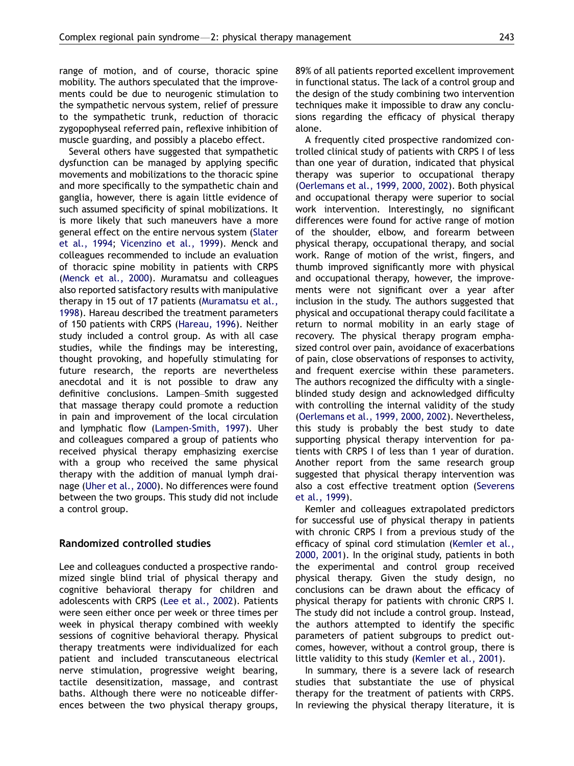range of motion, and of course, thoracic spine mobility. The authors speculated that the improvements could be due to neurogenic stimulation to the sympathetic nervous system, relief of pressure to the sympathetic trunk, reduction of thoracic zygopophyseal referred pain, reflexive inhibition of muscle guarding, and possibly a placebo effect.

Several others have suggested that sympathetic dysfunction can be managed by applying specific movements and mobilizations to the thoracic spine and more specifically to the sympathetic chain and ganglia, however, there is again little evidence of such assumed specificity of spinal mobilizations. It is more likely that such maneuvers have a more general effect on the entire nervous system (Slater et al., 1994; Vicenzino et al., 1999). Menck and colleagues recommended to include an evaluation of thoracic spine mobility in patients with CRPS (Menck et al., 2000). Muramatsu and colleagues also reported satisfactory results with manipulative therapy in 15 out of 17 patients (Muramatsu et al., 1998). Hareau described the treatment parameters of 150 patients with CRPS (Hareau, 1996). Neither study included a control group. As with all case studies, while the findings may be interesting, thought provoking, and hopefully stimulating for future research, the reports are nevertheless anecdotal and it is not possible to draw any definitive conclusions. Lampen–Smith suggested that massage therapy could promote a reduction in pain and improvement of the local circulation and lymphatic flow (Lampen-Smith, 1997). Uher and colleagues compared a group of patients who received physical therapy emphasizing exercise with a group who received the same physical therapy with the addition of manual lymph drainage (Uher et al., 2000). No differences were found between the two groups. This study did not include a control group.

## Randomized controlled studies

Lee and colleagues conducted a prospective randomized single blind trial of physical therapy and cognitive behavioral therapy for children and adolescents with CRPS (Lee et al., 2002). Patients were seen either once per week or three times per week in physical therapy combined with weekly sessions of cognitive behavioral therapy. Physical therapy treatments were individualized for each patient and included transcutaneous electrical nerve stimulation, progressive weight bearing, tactile desensitization, massage, and contrast baths. Although there were no noticeable differences between the two physical therapy groups, 89% of all patients reported excellent improvement in functional status. The lack of a control group and the design of the study combining two intervention techniques make it impossible to draw any conclusions regarding the efficacy of physical therapy alone.

A frequently cited prospective randomized controlled clinical study of patients with CRPS I of less than one year of duration, indicated that physical therapy was superior to occupational therapy (Oerlemans et al., 1999, 2000, 2002). Both physical and occupational therapy were superior to social work intervention. Interestingly, no significant differences were found for active range of motion of the shoulder, elbow, and forearm between physical therapy, occupational therapy, and social work. Range of motion of the wrist, fingers, and thumb improved significantly more with physical and occupational therapy, however, the improvements were not significant over a year after inclusion in the study. The authors suggested that physical and occupational therapy could facilitate a return to normal mobility in an early stage of recovery. The physical therapy program emphasized control over pain, avoidance of exacerbations of pain, close observations of responses to activity, and frequent exercise within these parameters. The authors recognized the difficulty with a single-blinded study design and acknowledged difficulty with controlling the internal validity of the study (Oerlemans et al., 1999, 2000, 2002). Nevertheless, this study is probably the best study to date supporting physical therapy intervention for patients with CRPS I of less than 1 year of duration. Another report from the same research group suggested that physical therapy intervention was also a cost effective treatment option (Severens et al., 1999).

Kemler and colleagues extrapolated predictors for successful use of physical therapy in patients with chronic CRPS I from a previous study of the efficacy of spinal cord stimulation (Kemler et al., 2000, 2001). In the original study, patients in both the experimental and control group received physical therapy. Given the study design, no conclusions can be drawn about the efficacy of physical therapy for patients with chronic CRPS I. The study did not include a control group. Instead, the authors attempted to identify the specific parameters of patient subgroups to predict outcomes, however, without a control group, there is little validity to this study (Kemler et al., 2001).

In summary, there is a severe lack of research studies that substantiate the use of physical therapy for the treatment of patients with CRPS. In reviewing the physical therapy literature, it is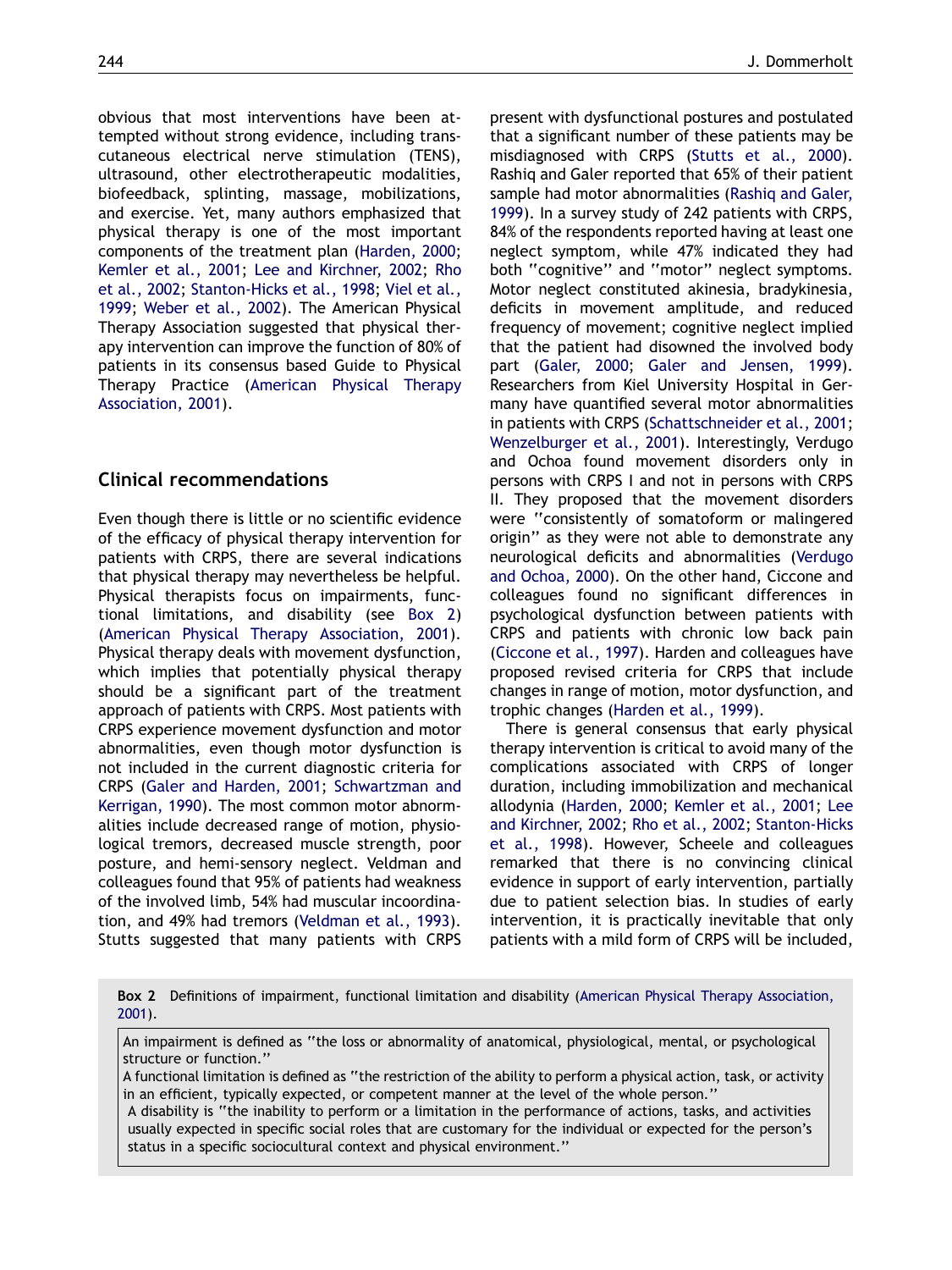obvious that most interventions have been attempted without strong evidence, including transcutaneous electrical nerve stimulation (TENS), ultrasound, other electrotherapeutic modalities, biofeedback, splinting, massage, mobilizations, and exercise. Yet, many authors emphasized that physical therapy is one of the most important components of the treatment plan (Harden, 2000; Kemler et al., 2001; Lee and Kirchner, 2002; Rho et al., 2002; Stanton-Hicks et al., 1998; Viel et al., 1999; Weber et al., 2002). The American Physical Therapy Association suggested that physical therapy intervention can improve the function of 80% of patients in its consensus based Guide to Physical Therapy Practice (American Physical Therapy Association, 2001).

## Clinical recommendations

Even though there is little or no scientific evidence of the efficacy of physical therapy intervention for patients with CRPS, there are several indications that physical therapy may nevertheless be helpful. Physical therapists focus on impairments, functional limitations, and disability (see Box 2) (American Physical Therapy Association, 2001). Physical therapy deals with movement dysfunction, which implies that potentially physical therapy should be a significant part of the treatment approach of patients with CRPS. Most patients with CRPS experience movement dysfunction and motor abnormalities, even though motor dysfunction is not included in the current diagnostic criteria for CRPS (Galer and Harden, 2001; Schwartzman and Kerrigan, 1990). The most common motor abnormalities include decreased range of motion, physiological tremors, decreased muscle strength, poor posture, and hemi-sensory neglect. Veldman and colleagues found that 95% of patients had weakness of the involved limb, 54% had muscular incoordination, and 49% had tremors (Veldman et al., 1993). Stutts suggested that many patients with CRPS present with dysfunctional postures and postulated that a significant number of these patients may be misdiagnosed with CRPS (Stutts et al., 2000). Rashiq and Galer reported that 65% of their patient sample had motor abnormalities (Rashiq and Galer, 1999). In a survey study of 242 patients with CRPS, 84% of the respondents reported having at least one neglect symptom, while 47% indicated they had both "cognitive" and "motor" neglect symptoms. Motor neglect constituted akinesia, bradykinesia, deficits in movement amplitude, and reduced frequency of movement; cognitive neglect implied that the patient had disowned the involved body part (Galer, 2000; Galer and Jensen, 1999). Researchers from Kiel University Hospital in Germany have quantified several motor abnormalities in patients with CRPS (Schattschneider et al., 2001; Wenzelburger et al., 2001). Interestingly, Verdugo and Ochoa found movement disorders only in persons with CRPS I and not in persons with CRPS II. They proposed that the movement disorders were "consistently of somatoform or malingered origin" as they were not able to demonstrate any neurological deficits and abnormalities (Verdugo and Ochoa, 2000). On the other hand, Ciccone and colleagues found no significant differences in psychological dysfunction between patients with CRPS and patients with chronic low back pain (Ciccone et al., 1997). Harden and colleagues have proposed revised criteria for CRPS that include changes in range of motion, motor dysfunction, and trophic changes (Harden et al., 1999).

There is general consensus that early physical therapy intervention is critical to avoid many of the complications associated with CRPS of longer duration, including immobilization and mechanical allodynia (Harden, 2000; Kemler et al., 2001; Lee and Kirchner, 2002; Rho et al., 2002; Stanton-Hicks et al., 1998). However, Scheele and colleagues remarked that there is no convincing clinical evidence in support of early intervention, partially due to patient selection bias. In studies of early intervention, it is practically inevitable that only patients with a mild form of CRPS will be included,

**Box 2** Definitions of impairment, functional limitation and disability (American Physical Therapy Association, 2001).

An impairment is defined as "the loss or abnormality of anatomical, physiological, mental, or psychological structure or function."
A functional limitation is defined as "the restriction of the ability to perform a physical action, task, or activity in an efficient, typically expected, or competent manner at the level of the whole person."
A disability is "the inability to perform or a limitation in the performance of actions, tasks, and activities usually expected in specific social roles that are customary for the individual or expected for the person's status in a specific sociocultural context and physical environment."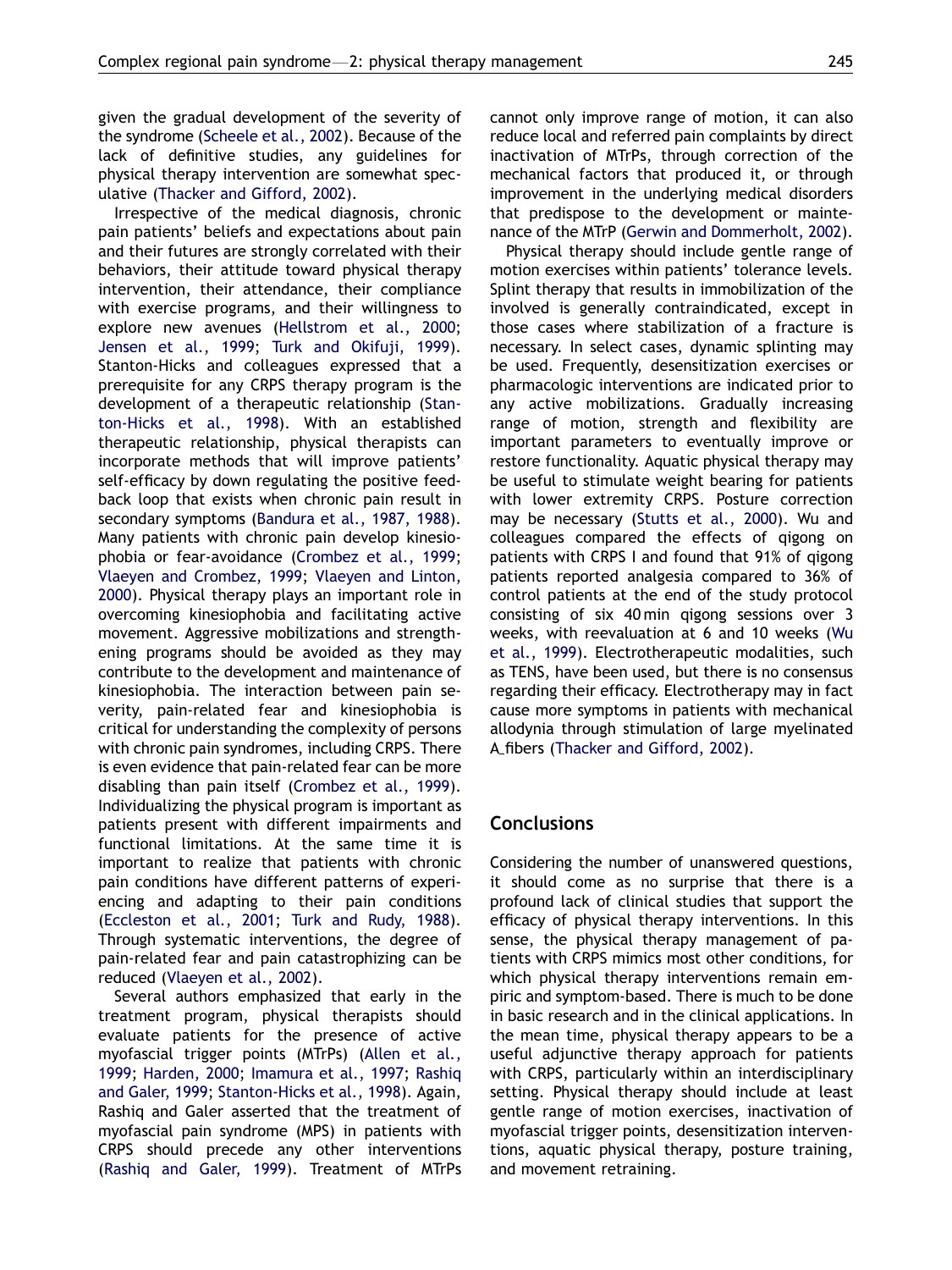given the gradual development of the severity of the syndrome (Scheele et al., 2002). Because of the lack of definitive studies, any guidelines for physical therapy intervention are somewhat speculative (Thacker and Gifford, 2002).

Irrespective of the medical diagnosis, chronic pain patients' beliefs and expectations about pain and their futures are strongly correlated with their behaviors, their attitude toward physical therapy intervention, their attendance, their compliance with exercise programs, and their willingness to explore new avenues (Hellstrom et al., 2000; Jensen et al., 1999; Turk and Okifuji, 1999). Stanton-Hicks and colleagues expressed that a prerequisite for any CRPS therapy program is the development of a therapeutic relationship (Stanton-Hicks et al., 1998). With an established therapeutic relationship, physical therapists can incorporate methods that will improve patients' self-efficacy by down regulating the positive feedback loop that exists when chronic pain result in secondary symptoms (Bandura et al., 1987, 1988). Many patients with chronic pain develop kinesiophobia or fear-avoidance (Crombez et al., 1999; Vlaeyen and Crombez, 1999; Vlaeyen and Linton, 2000). Physical therapy plays an important role in overcoming kinesiophobia and facilitating active movement. Aggressive mobilizations and strengthening programs should be avoided as they may contribute to the development and maintenance of kinesiophobia. The interaction between pain severity, pain-related fear and kinesiophobia is critical for understanding the complexity of persons with chronic pain syndromes, including CRPS. There is even evidence that pain-related fear can be more disabling than pain itself (Crombez et al., 1999). Individualizing the physical program is important as patients present with different impairments and functional limitations. At the same time it is important to realize that patients with chronic pain conditions have different patterns of experiencing and adapting to their pain conditions (Eccleston et al., 2001; Turk and Rudy, 1988). Through systematic interventions, the degree of pain-related fear and pain catastrophizing can be reduced (Vlaeyen et al., 2002).

Several authors emphasized that early in the treatment program, physical therapists should evaluate patients for the presence of active myofascial trigger points (MTrPs) (Allen et al., 1999; Harden, 2000; Imamura et al., 1997; Rashiq and Galer, 1999; Stanton-Hicks et al., 1998). Again, Rashiq and Galer asserted that the treatment of myofascial pain syndrome (MPS) in patients with CRPS should precede any other interventions (Rashiq and Galer, 1999). Treatment of MTrPs cannot only improve range of motion, it can also reduce local and referred pain complaints by direct inactivation of MTrPs, through correction of the mechanical factors that produced it, or through improvement in the underlying medical disorders that predispose to the development or maintenance of the MTrP (Gerwin and Dommerholt, 2002).

Physical therapy should include gentle range of motion exercises within patients' tolerance levels. Splint therapy that results in immobilization of the involved is generally contraindicated, except in those cases where stabilization of a fracture is necessary. In select cases, dynamic splinting may be used. Frequently, desensitization exercises or pharmacologic interventions are indicated prior to any active mobilizations. Gradually increasing range of motion, strength and flexibility are important parameters to eventually improve or restore functionality. Aquatic physical therapy may be useful to stimulate weight bearing for patients with lower extremity CRPS. Posture correction may be necessary (Stutts et al., 2000). Wu and colleagues compared the effects of qigong on patients with CRPS I and found that 91% of qigong patients reported analgesia compared to 36% of control patients at the end of the study protocol consisting of six 40 min qigong sessions over 3 weeks, with reevaluation at 6 and 10 weeks (Wu et al., 1999). Electrotherapeutic modalities, such as TENS, have been used, but there is no consensus regarding their efficacy. Electrotherapy may in fact cause more symptoms in patients with mechanical allodynia through stimulation of large myelinated A_fibers (Thacker and Gifford, 2002).

## Conclusions

Considering the number of unanswered questions, it should come as no surprise that there is a profound lack of clinical studies that support the efficacy of physical therapy interventions. In this sense, the physical therapy management of patients with CRPS mimics most other conditions, for which physical therapy interventions remain empiric and symptom-based. There is much to be done in basic research and in the clinical applications. In the mean time, physical therapy appears to be a useful adjunctive therapy approach for patients with CRPS, particularly within an interdisciplinary setting. Physical therapy should include at least gentle range of motion exercises, inactivation of myofascial trigger points, desensitization interventions, aquatic physical therapy, posture training, and movement retraining.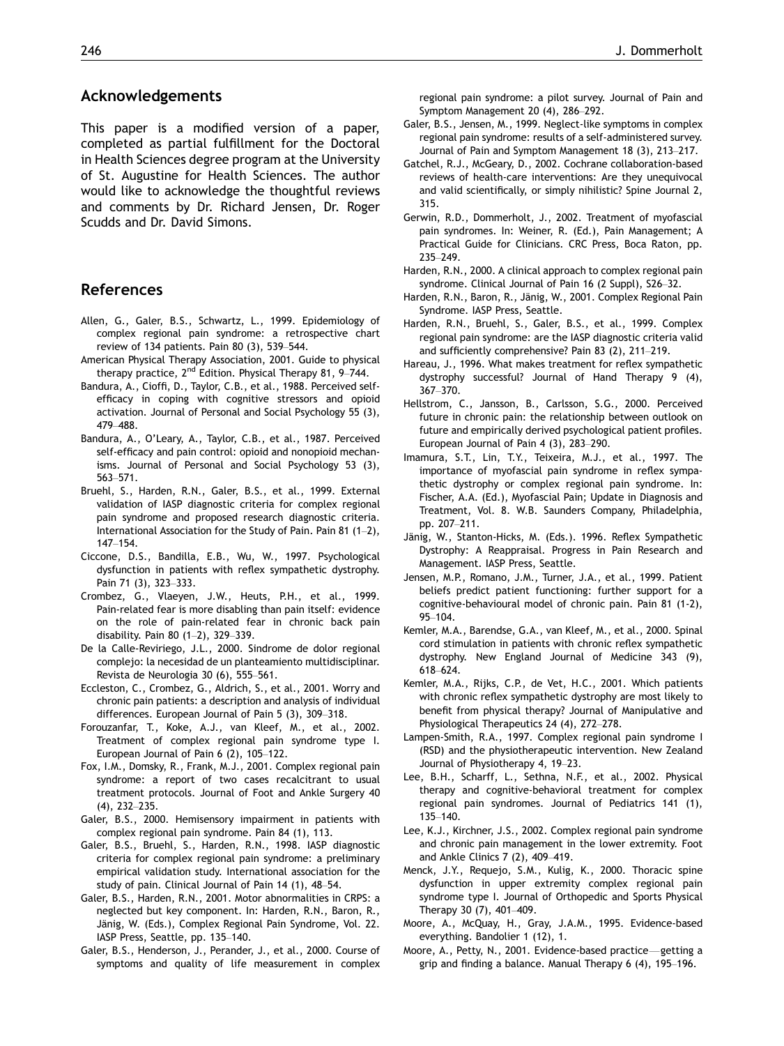## Acknowledgements

This paper is a modified version of a paper, completed as partial fulfillment for the Doctoral in Health Sciences degree program at the University of St. Augustine for Health Sciences. The author would like to acknowledge the thoughtful reviews and comments by Dr. Richard Jensen, Dr. Roger Scudds and Dr. David Simons.

## References

Allen, G., Galer, B.S., Schwartz, L., 1999. Epidemiology of complex regional pain syndrome: a retrospective chart review of 134 patients. Pain 80 (3), 539–544.

American Physical Therapy Association, 2001. Guide to physical therapy practice, 2nd Edition. Physical Therapy 81, 9–744.

Bandura, A., Cioffi, D., Taylor, C.B., et al., 1988. Perceived self-efficacy in coping with cognitive stressors and opioid activation. Journal of Personal and Social Psychology 55 (3), 479–488.

Bandura, A., O'Leary, A., Taylor, C.B., et al., 1987. Perceived self-efficacy and pain control: opioid and nonopioid mechanisms. Journal of Personal and Social Psychology 53 (3), 563–571.

Bruehl, S., Harden, R.N., Galer, B.S., et al., 1999. External validation of IASP diagnostic criteria for complex regional pain syndrome and proposed research diagnostic criteria. International Association for the Study of Pain. Pain 81 (1–2), 147–154.

Ciccone, D.S., Bandilla, E.B., Wu, W., 1997. Psychological dysfunction in patients with reflex sympathetic dystrophy. Pain 71 (3), 323–333.

Crombez, G., Vlaeyen, J.W., Heuts, P.H., et al., 1999. Pain-related fear is more disabling than pain itself: evidence on the role of pain-related fear in chronic back pain disability. Pain 80 (1–2), 329–339.

De la Calle-Reviriego, J.L., 2000. Sindrome de dolor regional complejo: la necesidad de un planteamiento multidisciplinar. Revista de Neurologia 30 (6), 555–561.

Eccleston, C., Crombez, G., Aldrich, S., et al., 2001. Worry and chronic pain patients: a description and analysis of individual differences. European Journal of Pain 5 (3), 309–318.

Forouzanfar, T., Koke, A.J., van Kleef, M., et al., 2002. Treatment of complex regional pain syndrome type I. European Journal of Pain 6 (2), 105–122.

Fox, I.M., Domsky, R., Frank, M.J., 2001. Complex regional pain syndrome: a report of two cases recalcitrant to usual treatment protocols. Journal of Foot and Ankle Surgery 40 (4), 232–235.

Galer, B.S., 2000. Hemisensory impairment in patients with complex regional pain syndrome. Pain 84 (1), 113.

Galer, B.S., Bruehl, S., Harden, R.N., 1998. IASP diagnostic criteria for complex regional pain syndrome: a preliminary empirical validation study. International association for the study of pain. Clinical Journal of Pain 14 (1), 48–54.

Galer, B.S., Harden, R.N., 2001. Motor abnormalities in CRPS: a neglected but key component. In: Harden, R.N., Baron, R., Jänig, W. (Eds.), Complex Regional Pain Syndrome, Vol. 22. IASP Press, Seattle, pp. 135–140.

Galer, B.S., Henderson, J., Perander, J., et al., 2000. Course of symptoms and quality of life measurement in complex regional pain syndrome: a pilot survey. Journal of Pain and Symptom Management 20 (4), 286–292.

Galer, B.S., Jensen, M., 1999. Neglect-like symptoms in complex regional pain syndrome: results of a self-administered survey. Journal of Pain and Symptom Management 18 (3), 213–217.

Gatchel, R.J., McGeary, D., 2002. Cochrane collaboration-based reviews of health-care interventions: Are they unequivocal and valid scientifically, or simply nihilistic? Spine Journal 2, 315.

Gerwin, R.D., Dommerholt, J., 2002. Treatment of myofascial pain syndromes. In: Weiner, R. (Ed.), Pain Management; A Practical Guide for Clinicians. CRC Press, Boca Raton, pp. 235–249.

Harden, R.N., 2000. A clinical approach to complex regional pain syndrome. Clinical Journal of Pain 16 (2 Suppl), S26–32.

Harden, R.N., Baron, R., Jänig, W., 2001. Complex Regional Pain Syndrome. IASP Press, Seattle.

Harden, R.N., Bruehl, S., Galer, B.S., et al., 1999. Complex regional pain syndrome: are the IASP diagnostic criteria valid and sufficiently comprehensive? Pain 83 (2), 211–219.

Hareau, J., 1996. What makes treatment for reflex sympathetic dystrophy successful? Journal of Hand Therapy 9 (4), 367–370.

Hellstrom, C., Jansson, B., Carlsson, S.G., 2000. Perceived future in chronic pain: the relationship between outlook on future and empirically derived psychological patient profiles. European Journal of Pain 4 (3), 283–290.

Imamura, S.T., Lin, T.Y., Teixeira, M.J., et al., 1997. The importance of myofascial pain syndrome in reflex sympathetic dystrophy or complex regional pain syndrome. In: Fischer, A.A. (Ed.), Myofascial Pain; Update in Diagnosis and Treatment, Vol. 8. W.B. Saunders Company, Philadelphia, pp. 207–211.

Jänig, W., Stanton-Hicks, M. (Eds.). 1996. Reflex Sympathetic Dystrophy: A Reappraisal. Progress in Pain Research and Management. IASP Press, Seattle.

Jensen, M.P., Romano, J.M., Turner, J.A., et al., 1999. Patient beliefs predict patient functioning: further support for a cognitive-behavioural model of chronic pain. Pain 81 (1-2), 95–104.

Kemler, M.A., Barendse, G.A., van Kleef, M., et al., 2000. Spinal cord stimulation in patients with chronic reflex sympathetic dystrophy. New England Journal of Medicine 343 (9), 618–624.

Kemler, M.A., Rijks, C.P., de Vet, H.C., 2001. Which patients with chronic reflex sympathetic dystrophy are most likely to benefit from physical therapy? Journal of Manipulative and Physiological Therapeutics 24 (4), 272–278.

Lampen-Smith, R.A., 1997. Complex regional pain syndrome I (RSD) and the physiotherapeutic intervention. New Zealand Journal of Physiotherapy 4, 19–23.

Lee, B.H., Scharff, L., Sethna, N.F., et al., 2002. Physical therapy and cognitive-behavioral treatment for complex regional pain syndromes. Journal of Pediatrics 141 (1), 135–140.

Lee, K.J., Kirchner, J.S., 2002. Complex regional pain syndrome and chronic pain management in the lower extremity. Foot and Ankle Clinics 7 (2), 409–419.

Menck, J.Y., Requejo, S.M., Kulig, K., 2000. Thoracic spine dysfunction in upper extremity complex regional pain syndrome type I. Journal of Orthopedic and Sports Physical Therapy 30 (7), 401–409.

Moore, A., McQuay, H., Gray, J.A.M., 1995. Evidence-based everything. Bandolier 1 (12), 1.

Moore, A., Petty, N., 2001. Evidence-based practice—getting a grip and finding a balance. Manual Therapy 6 (4), 195–196.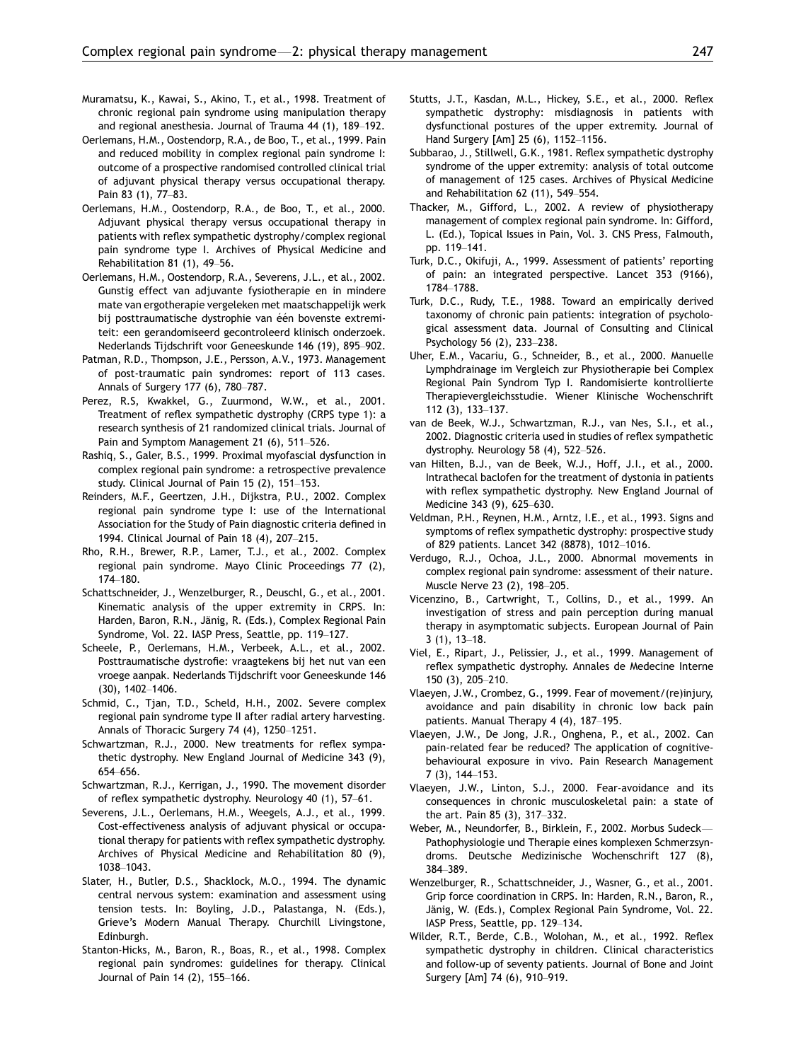Muramatsu, K., Kawai, S., Akino, T., et al., 1998. Treatment of chronic regional pain syndrome using manipulation therapy and regional anesthesia. Journal of Trauma 44 (1), 189–192.

Oerlemans, H.M., Oostendorp, R.A., de Boo, T., et al., 1999. Pain and reduced mobility in complex regional pain syndrome I: outcome of a prospective randomised controlled clinical trial of adjuvant physical therapy versus occupational therapy. Pain 83 (1), 77–83.

Oerlemans, H.M., Oostendorp, R.A., de Boo, T., et al., 2000. Adjuvant physical therapy versus occupational therapy in patients with reflex sympathetic dystrophy/complex regional pain syndrome type I. Archives of Physical Medicine and Rehabilitation 81 (1), 49–56.

Oerlemans, H.M., Oostendorp, R.A., Severens, J.L., et al., 2002. Gunstig effect van adjuvante fysiotherapie en in mindere mate van ergotherapie vergeleken met maatschappelijk werk bij posttraumatische dystrophie van één bovenste extremiteit: een gerandomiseerd gecontroleerd klinisch onderzoek. Nederlands Tijdschrift voor Geneeskunde 146 (19), 895–902.

Patman, R.D., Thompson, J.E., Persson, A.V., 1973. Management of post-traumatic pain syndromes: report of 113 cases. Annals of Surgery 177 (6), 780–787.

Perez, R.S, Kwakkel, G., Zuurmond, W.W., et al., 2001. Treatment of reflex sympathetic dystrophy (CRPS type 1): a research synthesis of 21 randomized clinical trials. Journal of Pain and Symptom Management 21 (6), 511–526.

Rashiq, S., Galer, B.S., 1999. Proximal myofascial dysfunction in complex regional pain syndrome: a retrospective prevalence study. Clinical Journal of Pain 15 (2), 151–153.

Reinders, M.F., Geertzen, J.H., Dijkstra, P.U., 2002. Complex regional pain syndrome type I: use of the International Association for the Study of Pain diagnostic criteria defined in 1994. Clinical Journal of Pain 18 (4), 207–215.

Rho, R.H., Brewer, R.P., Lamer, T.J., et al., 2002. Complex regional pain syndrome. Mayo Clinic Proceedings 77 (2), 174–180.

Schattschneider, J., Wenzelburger, R., Deuschl, G., et al., 2001. Kinematic analysis of the upper extremity in CRPS. In: Harden, Baron, R.N., Jänig, R. (Eds.), Complex Regional Pain Syndrome, Vol. 22. IASP Press, Seattle, pp. 119–127.

Scheele, P., Oerlemans, H.M., Verbeek, A.L., et al., 2002. Posttraumatische dystrofie: vraagtekens bij het nut van een vroege aanpak. Nederlands Tijdschrift voor Geneeskunde 146 (30), 1402–1406.

Schmid, C., Tjan, T.D., Scheld, H.H., 2002. Severe complex regional pain syndrome type II after radial artery harvesting. Annals of Thoracic Surgery 74 (4), 1250–1251.

Schwartzman, R.J., 2000. New treatments for reflex sympathetic dystrophy. New England Journal of Medicine 343 (9), 654–656.

Schwartzman, R.J., Kerrigan, J., 1990. The movement disorder of reflex sympathetic dystrophy. Neurology 40 (1), 57–61.

Severens, J.L., Oerlemans, H.M., Weegels, A.J., et al., 1999. Cost-effectiveness analysis of adjuvant physical or occupational therapy for patients with reflex sympathetic dystrophy. Archives of Physical Medicine and Rehabilitation 80 (9), 1038–1043.

Slater, H., Butler, D.S., Shacklock, M.O., 1994. The dynamic central nervous system: examination and assessment using tension tests. In: Boyling, J.D., Palastanga, N. (Eds.), Grieve's Modern Manual Therapy. Churchill Livingstone, Edinburgh.

Stanton-Hicks, M., Baron, R., Boas, R., et al., 1998. Complex regional pain syndromes: guidelines for therapy. Clinical Journal of Pain 14 (2), 155–166.

Stutts, J.T., Kasdan, M.L., Hickey, S.E., et al., 2000. Reflex sympathetic dystrophy: misdiagnosis in patients with dysfunctional postures of the upper extremity. Journal of Hand Surgery [Am] 25 (6), 1152–1156.

Subbarao, J., Stillwell, G.K., 1981. Reflex sympathetic dystrophy syndrome of the upper extremity: analysis of total outcome of management of 125 cases. Archives of Physical Medicine and Rehabilitation 62 (11), 549–554.

Thacker, M., Gifford, L., 2002. A review of physiotherapy management of complex regional pain syndrome. In: Gifford, L. (Ed.), Topical Issues in Pain, Vol. 3. CNS Press, Falmouth, pp. 119–141.

Turk, D.C., Okifuji, A., 1999. Assessment of patients' reporting of pain: an integrated perspective. Lancet 353 (9166), 1784–1788.

Turk, D.C., Rudy, T.E., 1988. Toward an empirically derived taxonomy of chronic pain patients: integration of psychological assessment data. Journal of Consulting and Clinical Psychology 56 (2), 233–238.

Uher, E.M., Vacariu, G., Schneider, B., et al., 2000. Manuelle Lymphdrainage im Vergleich zur Physiotherapie bei Complex Regional Pain Syndrom Typ I. Randomisierte kontrollierte Therapievergleichsstudie. Wiener Klinische Wochenschrift 112 (3), 133–137.

van de Beek, W.J., Schwartzman, R.J., van Nes, S.I., et al., 2002. Diagnostic criteria used in studies of reflex sympathetic dystrophy. Neurology 58 (4), 522–526.

van Hilten, B.J., van de Beek, W.J., Hoff, J.I., et al., 2000. Intrathecal baclofen for the treatment of dystonia in patients with reflex sympathetic dystrophy. New England Journal of Medicine 343 (9), 625–630.

Veldman, P.H., Reynen, H.M., Arntz, I.E., et al., 1993. Signs and symptoms of reflex sympathetic dystrophy: prospective study of 829 patients. Lancet 342 (8878), 1012–1016.

Verdugo, R.J., Ochoa, J.L., 2000. Abnormal movements in complex regional pain syndrome: assessment of their nature. Muscle Nerve 23 (2), 198–205.

Vicenzino, B., Cartwright, T., Collins, D., et al., 1999. An investigation of stress and pain perception during manual therapy in asymptomatic subjects. European Journal of Pain 3 (1), 13–18.

Viel, E., Ripart, J., Pelissier, J., et al., 1999. Management of reflex sympathetic dystrophy. Annales de Medecine Interne 150 (3), 205–210.

Vlaeyen, J.W., Crombez, G., 1999. Fear of movement/(re)injury, avoidance and pain disability in chronic low back pain patients. Manual Therapy 4 (4), 187–195.

Vlaeyen, J.W., De Jong, J.R., Onghena, P., et al., 2002. Can pain-related fear be reduced? The application of cognitive-behavioural exposure in vivo. Pain Research Management 7 (3), 144–153.

Vlaeyen, J.W., Linton, S.J., 2000. Fear-avoidance and its consequences in chronic musculoskeletal pain: a state of the art. Pain 85 (3), 317–332.

Weber, M., Neundorfer, B., Birklein, F., 2002. Morbus Sudeck—Pathophysiologie und Therapie eines komplexen Schmerzsyndroms. Deutsche Medizinische Wochenschrift 127 (8), 384–389.

Wenzelburger, R., Schattschneider, J., Wasner, G., et al., 2001. Grip force coordination in CRPS. In: Harden, R.N., Baron, R., Jänig, W. (Eds.), Complex Regional Pain Syndrome, Vol. 22. IASP Press, Seattle, pp. 129–134.

Wilder, R.T., Berde, C.B., Wolohan, M., et al., 1992. Reflex sympathetic dystrophy in children. Clinical characteristics and follow-up of seventy patients. Journal of Bone and Joint Surgery [Am] 74 (6), 910–919.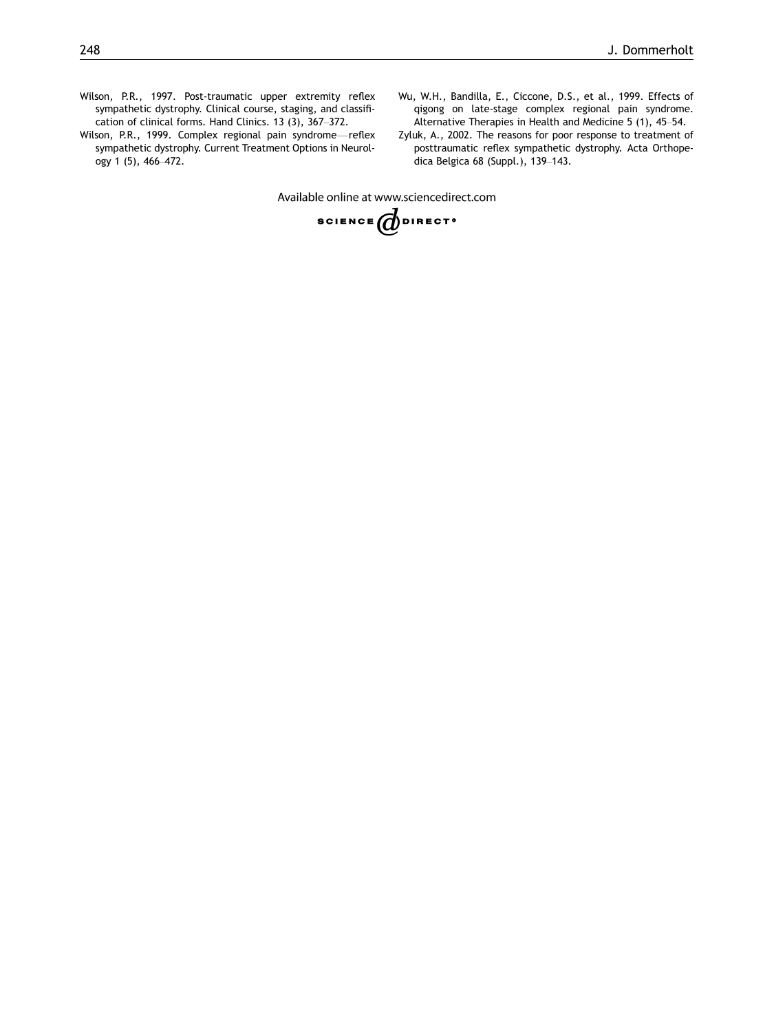Wilson, P.R., 1997. Post-traumatic upper extremity reflex sympathetic dystrophy. Clinical course, staging, and classification of clinical forms. Hand Clinics. 13 (3), 367–372.

Wilson, P.R., 1999. Complex regional pain syndrome—reflex sympathetic dystrophy. Current Treatment Options in Neurology 1 (5), 466–472.

Wu, W.H., Bandilla, E., Ciccone, D.S., et al., 1999. Effects of qigong on late-stage complex regional pain syndrome. Alternative Therapies in Health and Medicine 5 (1), 45–54.

Zyluk, A., 2002. The reasons for poor response to treatment of posttraumatic reflex sympathetic dystrophy. Acta Orthopedica Belgica 68 (Suppl.), 139–143.

Available online at www.sciencedirect.com

SCIENCE DIRECT®